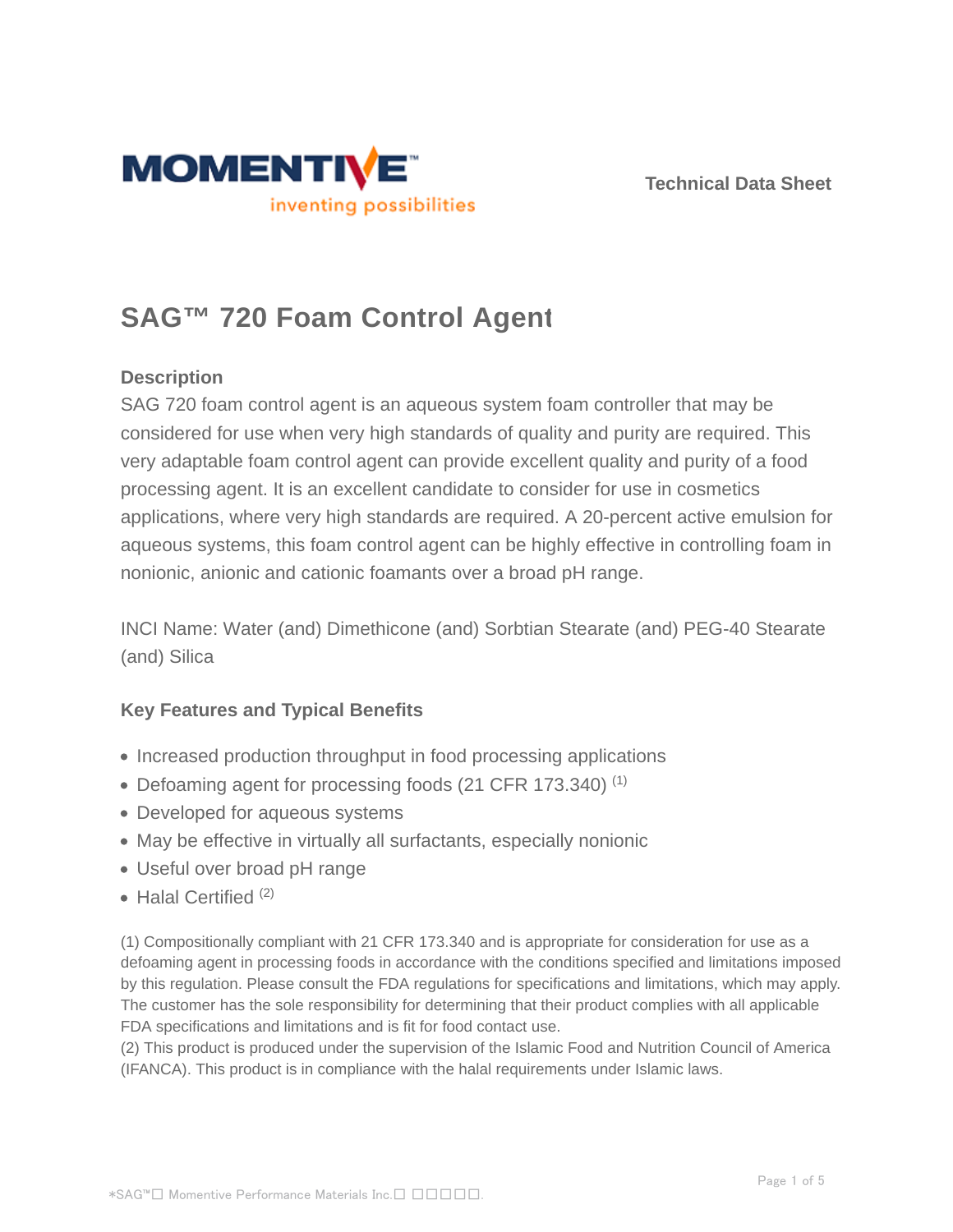Technical Data Sheet

# SAG™ 720 Foam Control Agent

### Description

SAG 720 foam control agent is an aqueous system foam controller that may be considered for use when very high standards of quality and purity are required. This very adaptable foam control agent can provide excellent quality and purity of a food processing agent. It is an excellent candidate to consider for use in cosmetics applications, where very high standards are required. A 20-percent active emulsion for aqueous systems, this foam control agent can be highly effective in controlling foam in nonionic, anionic and cationic foamants over a broad pH range.

INCI Name: Water (and) Dimethicone (and) Sorbtian Stearate (and) PEG-40 Stearate (and) Silica

### Key Features and Typical Benefits

- Increased production throughput in food processing applications
- Defoaming agent for processing foods (21 CFR 173.340) [(1)]
- Developed for aqueous systems
- May be effective in virtually all surfactants, especially nonionic
- Useful over broad pH range
- Halal Certified [(2)]

(1) Compositionally compliant with 21 CFR 173.340 and is appropriate for consideration for use as a defoaming agent in processing foods in accordance with the conditions specified and limitations imposed by this regulation. Please consult the FDA regulations for specifications and limitations, which may apply. The customer has the sole responsibility for determining that their product complies with all applicable FDA specifications and limitations and is fit for food contact use.
(2) This product is produced under the supervision of the Islamic Food and Nutrition Council of America (IFANCA). This product is in compliance with the halal requirements under Islamic laws.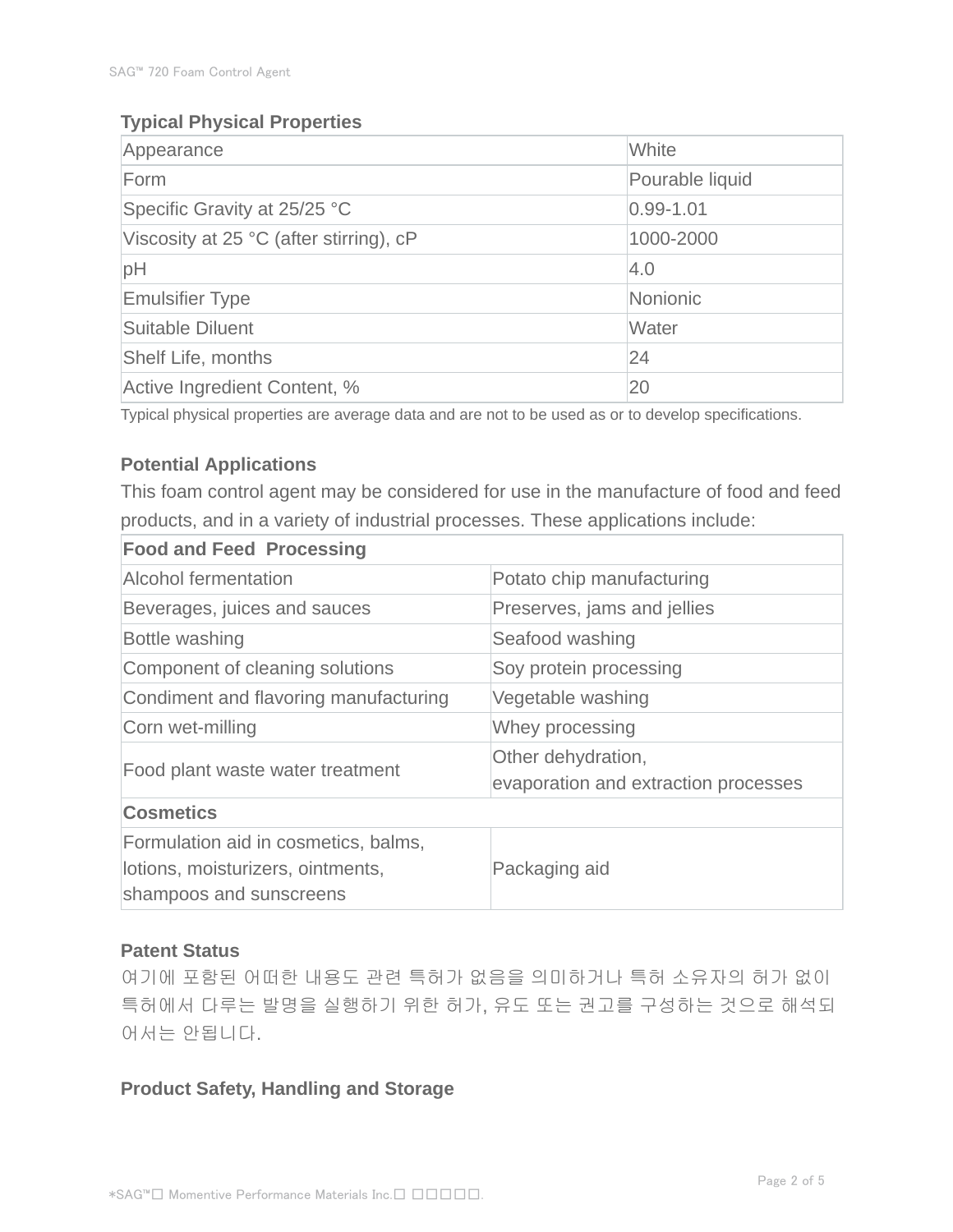### Typical Physical Properties

| Property | Value |
|---|---|
| Appearance | White |
| Form | Pourable liquid |
| Specific Gravity at 25/25 °C | 0.99-1.01 |
| Viscosity at 25 °C (after stirring), cP | 1000-2000 |
| pH | 4.0 |
| Emulsifier Type | Nonionic |
| Suitable Diluent | Water |
| Shelf Life, months | 24 |
| Active Ingredient Content, % | 20 |

Typical physical properties are average data and are not to be used as or to develop specifications.

### Potential Applications

This foam control agent may be considered for use in the manufacture of food and feed products, and in a variety of industrial processes. These applications include:

| **Food and Feed Processing** | |
|---|---|
| Alcohol fermentation | Potato chip manufacturing |
| Beverages, juices and sauces | Preserves, jams and jellies |
| Bottle washing | Seafood washing |
| Component of cleaning solutions | Soy protein processing |
| Condiment and flavoring manufacturing | Vegetable washing |
| Corn wet-milling | Whey processing |
| Food plant waste water treatment | Other dehydration, evaporation and extraction processes |
| **Cosmetics** | |
| Formulation aid in cosmetics, balms, lotions, moisturizers, ointments, shampoos and sunscreens | Packaging aid |

### Patent Status

여기에 포함된 어떠한 내용도 관련 특허가 없음을 의미하거나 특허 소유자의 허가 없이 특허에서 다루는 발명을 실행하기 위한 허가, 유도 또는 권고를 구성하는 것으로 해석되어서는 안됩니다.

### Product Safety, Handling and Storage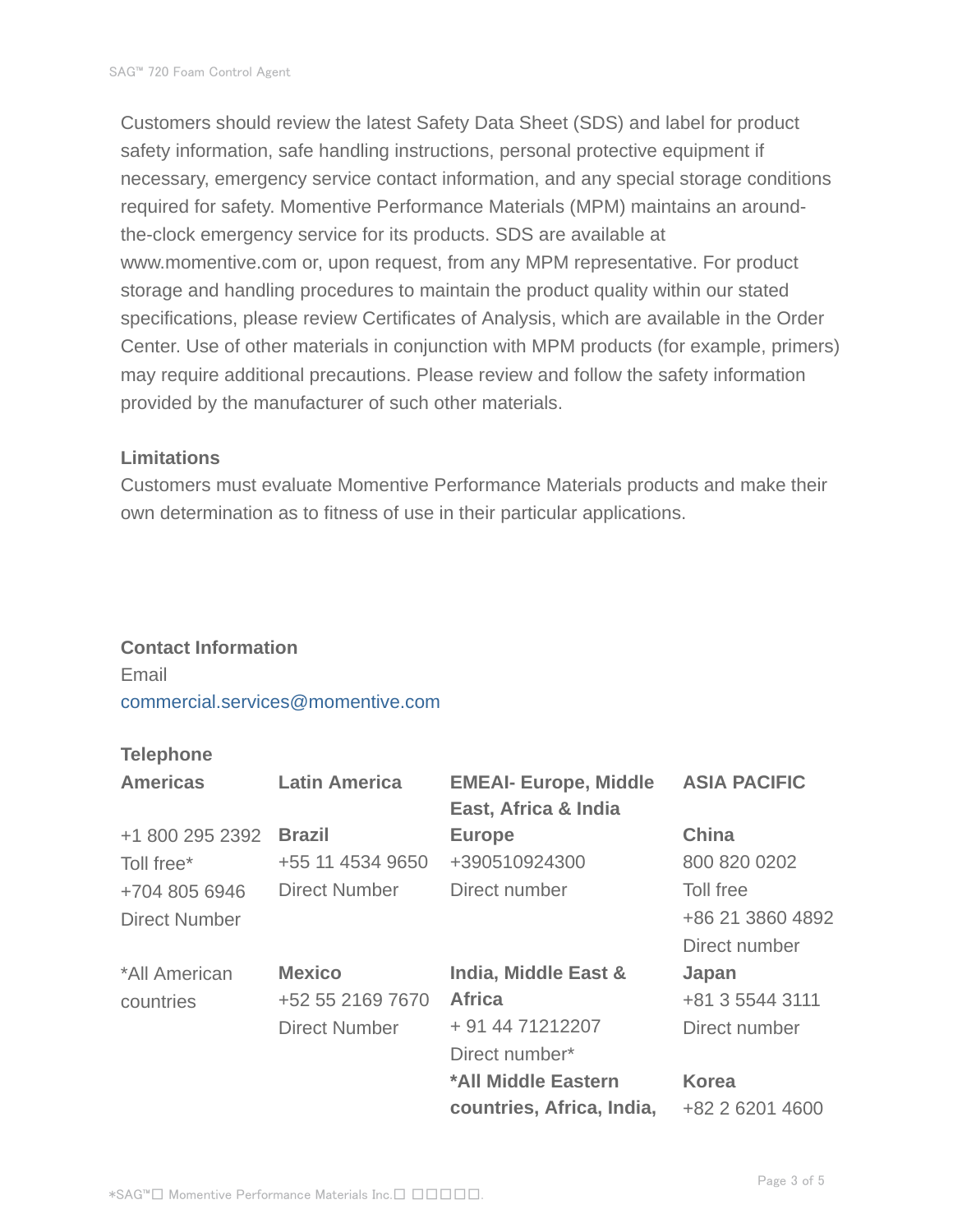Customers should review the latest Safety Data Sheet (SDS) and label for product safety information, safe handling instructions, personal protective equipment if necessary, emergency service contact information, and any special storage conditions required for safety. Momentive Performance Materials (MPM) maintains an around-the-clock emergency service for its products. SDS are available at www.momentive.com or, upon request, from any MPM representative. For product storage and handling procedures to maintain the product quality within our stated specifications, please review Certificates of Analysis, which are available in the Order Center. Use of other materials in conjunction with MPM products (for example, primers) may require additional precautions. Please review and follow the safety information provided by the manufacturer of such other materials.

**Limitations**

Customers must evaluate Momentive Performance Materials products and make their own determination as to fitness of use in their particular applications.

**Contact Information**

Email

commercial.services@momentive.com

**Telephone**

| **Americas** | **Latin America** | **EMEAI- Europe, Middle East, Africa & India** | **ASIA PACIFIC** |
|---|---|---|---|
| +1 800 295 2392<br>Toll free*<br>+704 805 6946<br>Direct Number | **Brazil**<br>+55 11 4534 9650<br>Direct Number | **Europe**<br>+390510924300<br>Direct number | **China**<br>800 820 0202<br>Toll free<br>+86 21 3860 4892<br>Direct number |
| *All American countries | **Mexico**<br>+52 55 2169 7670<br>Direct Number | **India, Middle East & Africa**<br>+ 91 44 71212207<br>Direct number* | **Japan**<br>+81 3 5544 3111<br>Direct number |
| | | ***All Middle Eastern countries, Africa, India,** | **Korea**<br>+82 2 6201 4600 |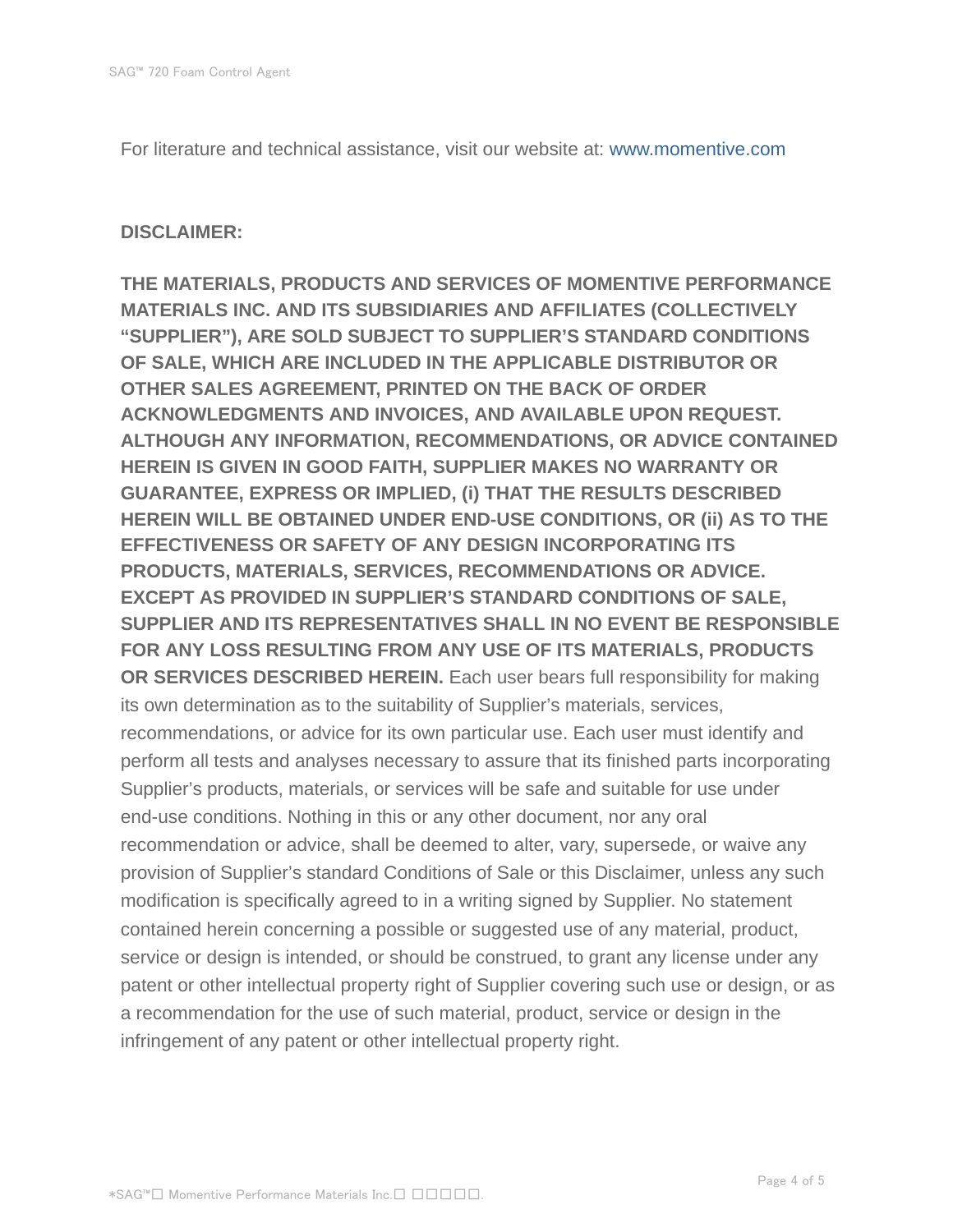For literature and technical assistance, visit our website at: www.momentive.com

**DISCLAIMER:**

**THE MATERIALS, PRODUCTS AND SERVICES OF MOMENTIVE PERFORMANCE MATERIALS INC. AND ITS SUBSIDIARIES AND AFFILIATES (COLLECTIVELY "SUPPLIER"), ARE SOLD SUBJECT TO SUPPLIER'S STANDARD CONDITIONS OF SALE, WHICH ARE INCLUDED IN THE APPLICABLE DISTRIBUTOR OR OTHER SALES AGREEMENT, PRINTED ON THE BACK OF ORDER ACKNOWLEDGMENTS AND INVOICES, AND AVAILABLE UPON REQUEST. ALTHOUGH ANY INFORMATION, RECOMMENDATIONS, OR ADVICE CONTAINED HEREIN IS GIVEN IN GOOD FAITH, SUPPLIER MAKES NO WARRANTY OR GUARANTEE, EXPRESS OR IMPLIED, (i) THAT THE RESULTS DESCRIBED HEREIN WILL BE OBTAINED UNDER END-USE CONDITIONS, OR (ii) AS TO THE EFFECTIVENESS OR SAFETY OF ANY DESIGN INCORPORATING ITS PRODUCTS, MATERIALS, SERVICES, RECOMMENDATIONS OR ADVICE. EXCEPT AS PROVIDED IN SUPPLIER'S STANDARD CONDITIONS OF SALE, SUPPLIER AND ITS REPRESENTATIVES SHALL IN NO EVENT BE RESPONSIBLE FOR ANY LOSS RESULTING FROM ANY USE OF ITS MATERIALS, PRODUCTS OR SERVICES DESCRIBED HEREIN.** Each user bears full responsibility for making its own determination as to the suitability of Supplier's materials, services, recommendations, or advice for its own particular use. Each user must identify and perform all tests and analyses necessary to assure that its finished parts incorporating Supplier's products, materials, or services will be safe and suitable for use under end-use conditions. Nothing in this or any other document, nor any oral recommendation or advice, shall be deemed to alter, vary, supersede, or waive any provision of Supplier's standard Conditions of Sale or this Disclaimer, unless any such modification is specifically agreed to in a writing signed by Supplier. No statement contained herein concerning a possible or suggested use of any material, product, service or design is intended, or should be construed, to grant any license under any patent or other intellectual property right of Supplier covering such use or design, or as a recommendation for the use of such material, product, service or design in the infringement of any patent or other intellectual property right.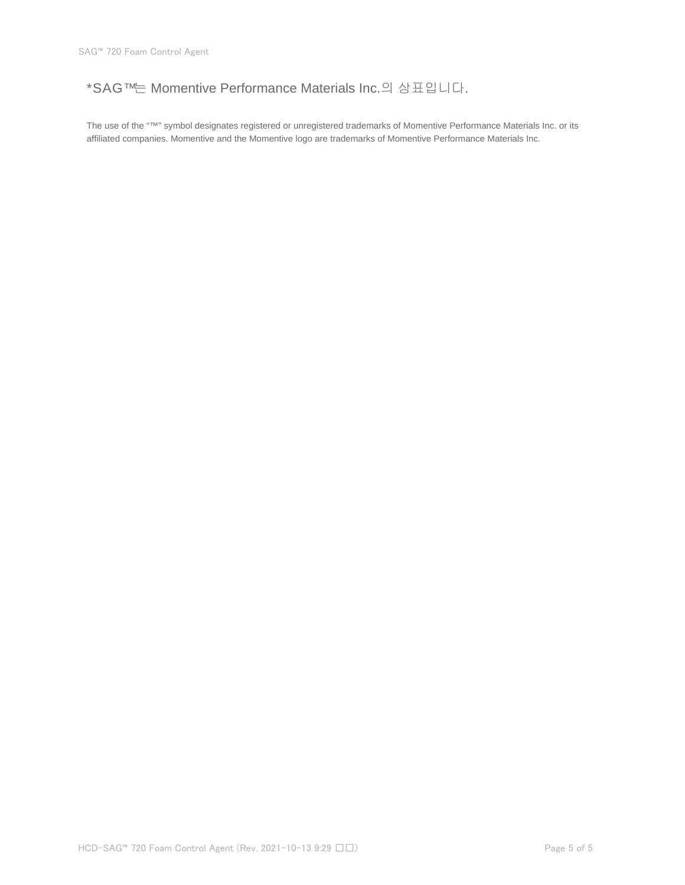*SAG™는 Momentive Performance Materials Inc.의 상표입니다.

The use of the "™" symbol designates registered or unregistered trademarks of Momentive Performance Materials Inc. or its affiliated companies. Momentive and the Momentive logo are trademarks of Momentive Performance Materials Inc.